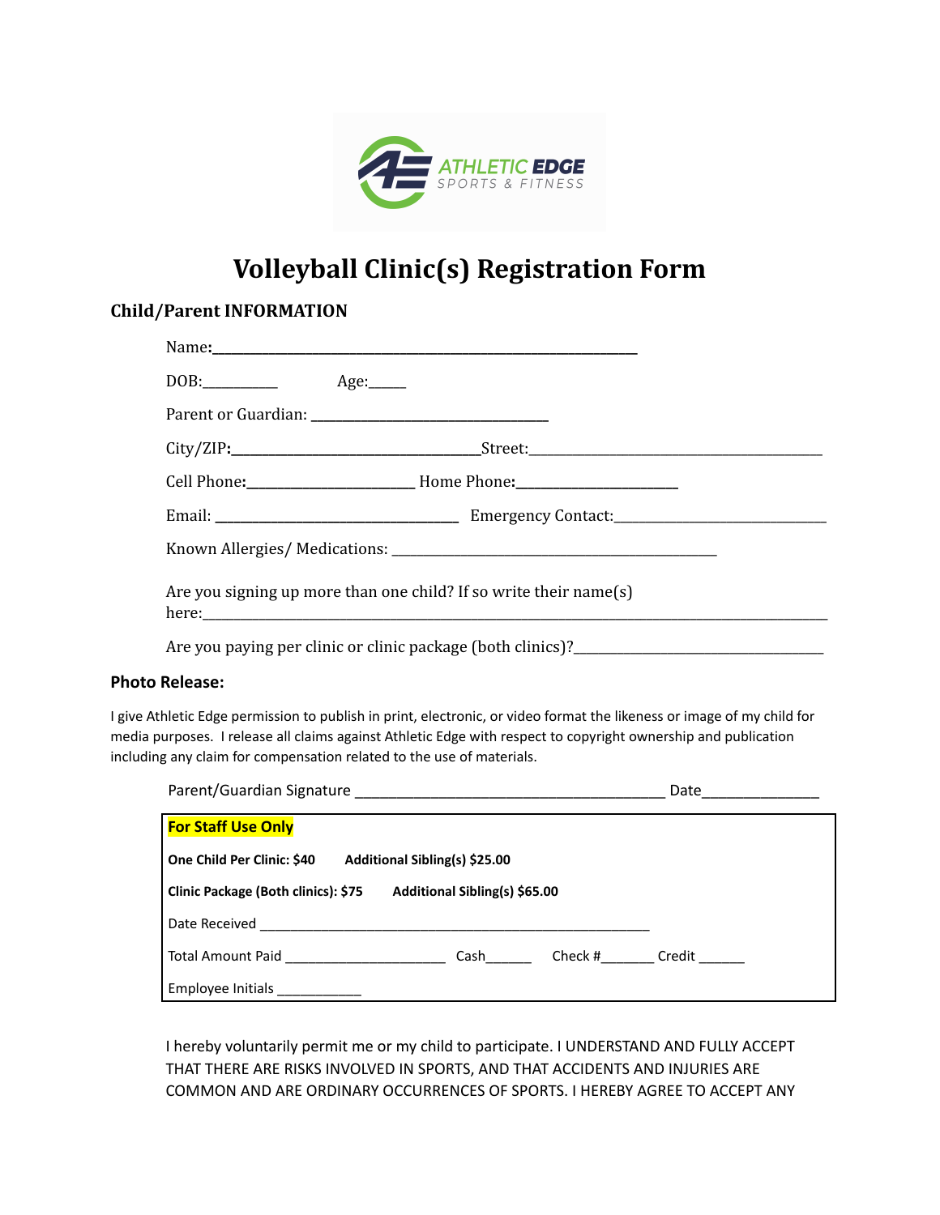ATHLETIC EDGE
SPORTS & FITNESS

# Volleyball Clinic(s) Registration Form

## Child/Parent INFORMATION

Name:_______________________________________________

DOB:_________ Age:_____

Parent or Guardian: ______________________________

City/ZIP:______________________________Street:_____________________________________

Cell Phone:_____________________ Home Phone:____________________

Email: ______________________________ Emergency Contact:__________________________

Known Allergies/ Medications: ________________________________________

Are you signing up more than one child? If so write their name(s) here:_____________________________________________________________________________

Are you paying per clinic or clinic package (both clinics)?________________________________

### Photo Release:

I give Athletic Edge permission to publish in print, electronic, or video format the likeness or image of my child for media purposes. I release all claims against Athletic Edge with respect to copyright ownership and publication including any claim for compensation related to the use of materials.

Parent/Guardian Signature _______________________________________ Date______________

**For Staff Use Only**

**One Child Per Clinic: $40** **Additional Sibling(s) $25.00**

**Clinic Package (Both clinics): $75** **Additional Sibling(s) $65.00**

Date Received __________________________________________________

Total Amount Paid ______________________ Cash______ Check #_______ Credit ______

Employee Initials ___________

I hereby voluntarily permit me or my child to participate. I UNDERSTAND AND FULLY ACCEPT THAT THERE ARE RISKS INVOLVED IN SPORTS, AND THAT ACCIDENTS AND INJURIES ARE COMMON AND ARE ORDINARY OCCURRENCES OF SPORTS. I HEREBY AGREE TO ACCEPT ANY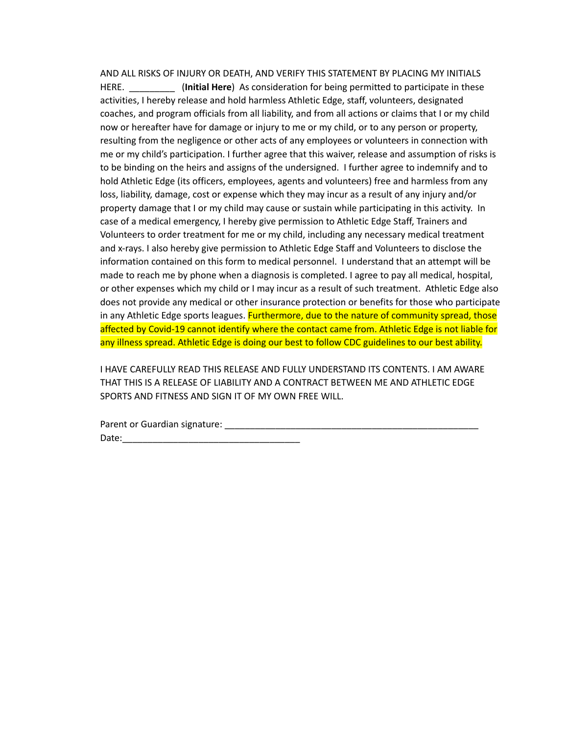AND ALL RISKS OF INJURY OR DEATH, AND VERIFY THIS STATEMENT BY PLACING MY INITIALS HERE. _________ (**Initial Here**) As consideration for being permitted to participate in these activities, I hereby release and hold harmless Athletic Edge, staff, volunteers, designated coaches, and program officials from all liability, and from all actions or claims that I or my child now or hereafter have for damage or injury to me or my child, or to any person or property, resulting from the negligence or other acts of any employees or volunteers in connection with me or my child's participation. I further agree that this waiver, release and assumption of risks is to be binding on the heirs and assigns of the undersigned. I further agree to indemnify and to hold Athletic Edge (its officers, employees, agents and volunteers) free and harmless from any loss, liability, damage, cost or expense which they may incur as a result of any injury and/or property damage that I or my child may cause or sustain while participating in this activity. In case of a medical emergency, I hereby give permission to Athletic Edge Staff, Trainers and Volunteers to order treatment for me or my child, including any necessary medical treatment and x-rays. I also hereby give permission to Athletic Edge Staff and Volunteers to disclose the information contained on this form to medical personnel. I understand that an attempt will be made to reach me by phone when a diagnosis is completed. I agree to pay all medical, hospital, or other expenses which my child or I may incur as a result of such treatment. Athletic Edge also does not provide any medical or other insurance protection or benefits for those who participate in any Athletic Edge sports leagues. Furthermore, due to the nature of community spread, those affected by Covid-19 cannot identify where the contact came from. Athletic Edge is not liable for any illness spread. Athletic Edge is doing our best to follow CDC guidelines to our best ability.

I HAVE CAREFULLY READ THIS RELEASE AND FULLY UNDERSTAND ITS CONTENTS. I AM AWARE THAT THIS IS A RELEASE OF LIABILITY AND A CONTRACT BETWEEN ME AND ATHLETIC EDGE SPORTS AND FITNESS AND SIGN IT OF MY OWN FREE WILL.

Parent or Guardian signature: ____________________________________________________

Date:____________________________________